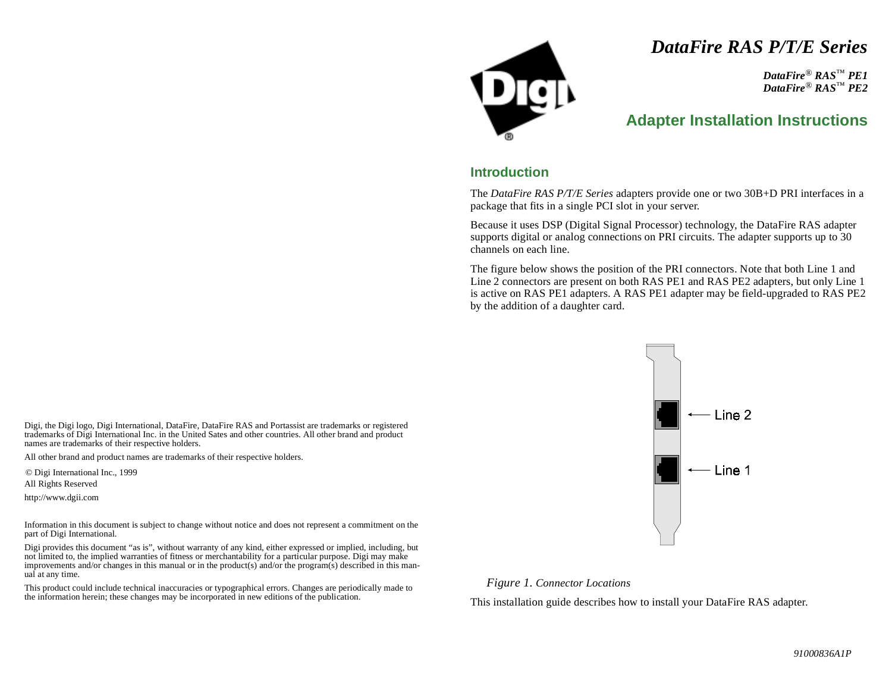# *DataFire RAS P/T/E Series*

***DataFire® RAS™ PE1***
***DataFire® RAS™ PE2***

## Adapter Installation Instructions

### Introduction

The *DataFire RAS P/T/E Series* adapters provide one or two 30B+D PRI interfaces in a package that fits in a single PCI slot in your server.

Because it uses DSP (Digital Signal Processor) technology, the DataFire RAS adapter supports digital or analog connections on PRI circuits. The adapter supports up to 30 channels on each line.

The figure below shows the position of the PRI connectors. Note that both Line 1 and Line 2 connectors are present on both RAS PE1 and RAS PE2 adapters, but only Line 1 is active on RAS PE1 adapters. A RAS PE1 adapter may be field-upgraded to RAS PE2 by the addition of a daughter card.

Line 2

Line 1

*Figure 1. Connector Locations*

This installation guide describes how to install your DataFire RAS adapter.

Digi, the Digi logo, Digi International, DataFire, DataFire RAS and Portassist are trademarks or registered trademarks of Digi International Inc. in the United Sates and other countries. All other brand and product names are trademarks of their respective holders.

All other brand and product names are trademarks of their respective holders.

© Digi International Inc., 1999
All Rights Reserved

http://www.dgii.com

Information in this document is subject to change without notice and does not represent a commitment on the part of Digi International.

Digi provides this document "as is", without warranty of any kind, either expressed or implied, including, but not limited to, the implied warranties of fitness or merchantability for a particular purpose. Digi may make improvements and/or changes in this manual or in the product(s) and/or the program(s) described in this manual at any time.

This product could include technical inaccuracies or typographical errors. Changes are periodically made to the information herein; these changes may be incorporated in new editions of the publication.

91000836A1P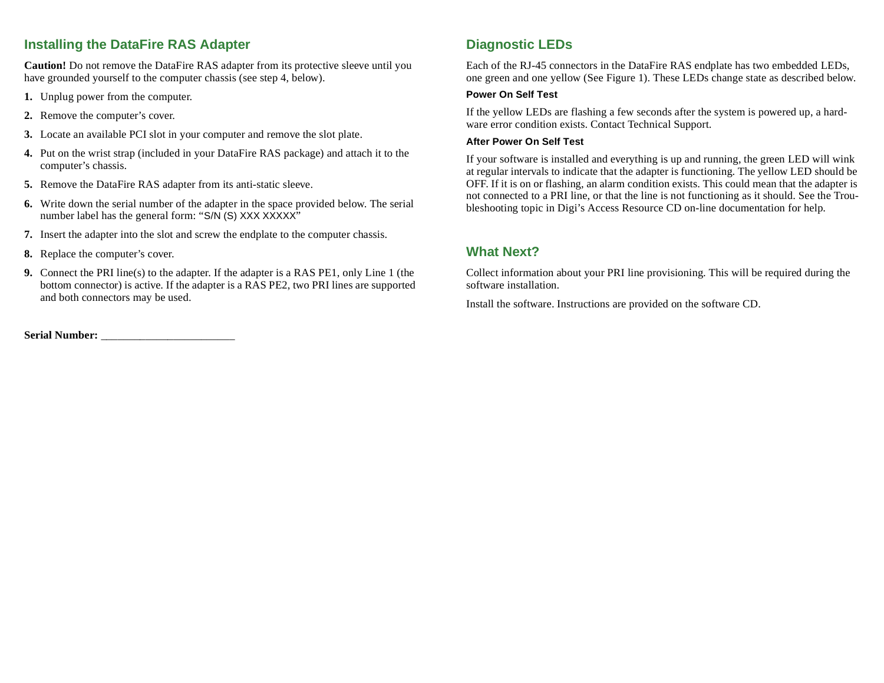## Installing the DataFire RAS Adapter

**Caution!** Do not remove the DataFire RAS adapter from its protective sleeve until you have grounded yourself to the computer chassis (see step 4, below).

1. Unplug power from the computer.
2. Remove the computer's cover.
3. Locate an available PCI slot in your computer and remove the slot plate.
4. Put on the wrist strap (included in your DataFire RAS package) and attach it to the computer's chassis.
5. Remove the DataFire RAS adapter from its anti-static sleeve.
6. Write down the serial number of the adapter in the space provided below. The serial number label has the general form: "S/N (S) XXX XXXXX"
7. Insert the adapter into the slot and screw the endplate to the computer chassis.
8. Replace the computer's cover.
9. Connect the PRI line(s) to the adapter. If the adapter is a RAS PE1, only Line 1 (the bottom connector) is active. If the adapter is a RAS PE2, two PRI lines are supported and both connectors may be used.

**Serial Number:** ________________________

## Diagnostic LEDs

Each of the RJ-45 connectors in the DataFire RAS endplate has two embedded LEDs, one green and one yellow (See Figure 1). These LEDs change state as described below.

### Power On Self Test

If the yellow LEDs are flashing a few seconds after the system is powered up, a hardware error condition exists. Contact Technical Support.

### After Power On Self Test

If your software is installed and everything is up and running, the green LED will wink at regular intervals to indicate that the adapter is functioning. The yellow LED should be OFF. If it is on or flashing, an alarm condition exists. This could mean that the adapter is not connected to a PRI line, or that the line is not functioning as it should. See the Troubleshooting topic in Digi's Access Resource CD on-line documentation for help.

## What Next?

Collect information about your PRI line provisioning. This will be required during the software installation.

Install the software. Instructions are provided on the software CD.